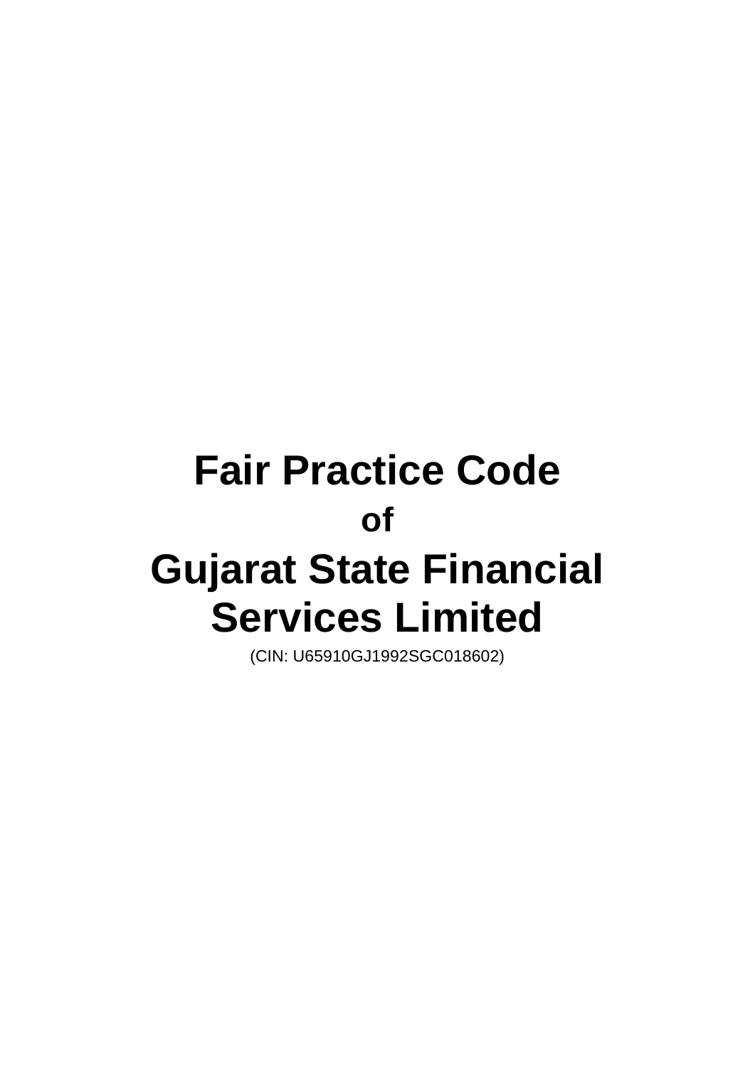# Fair Practice Code

**of**

# Gujarat State Financial Services Limited

(CIN: U65910GJ1992SGC018602)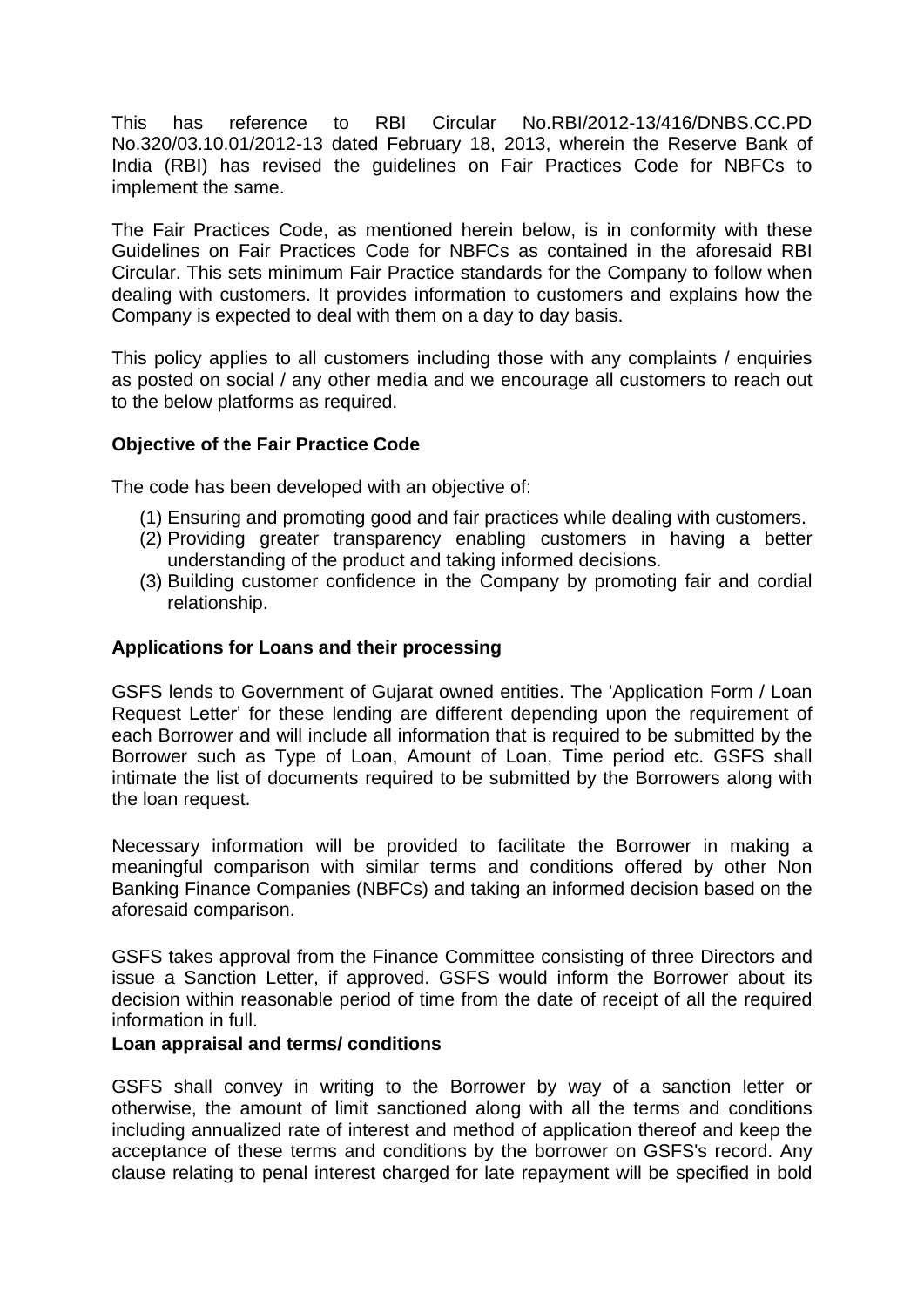This has reference to RBI Circular No.RBI/2012-13/416/DNBS.CC.PD No.320/03.10.01/2012-13 dated February 18, 2013, wherein the Reserve Bank of India (RBI) has revised the guidelines on Fair Practices Code for NBFCs to implement the same.

The Fair Practices Code, as mentioned herein below, is in conformity with these Guidelines on Fair Practices Code for NBFCs as contained in the aforesaid RBI Circular. This sets minimum Fair Practice standards for the Company to follow when dealing with customers. It provides information to customers and explains how the Company is expected to deal with them on a day to day basis.

This policy applies to all customers including those with any complaints / enquiries as posted on social / any other media and we encourage all customers to reach out to the below platforms as required.

**Objective of the Fair Practice Code**

The code has been developed with an objective of:

(1) Ensuring and promoting good and fair practices while dealing with customers.
(2) Providing greater transparency enabling customers in having a better understanding of the product and taking informed decisions.
(3) Building customer confidence in the Company by promoting fair and cordial relationship.

**Applications for Loans and their processing**

GSFS lends to Government of Gujarat owned entities. The 'Application Form / Loan Request Letter' for these lending are different depending upon the requirement of each Borrower and will include all information that is required to be submitted by the Borrower such as Type of Loan, Amount of Loan, Time period etc. GSFS shall intimate the list of documents required to be submitted by the Borrowers along with the loan request.

Necessary information will be provided to facilitate the Borrower in making a meaningful comparison with similar terms and conditions offered by other Non Banking Finance Companies (NBFCs) and taking an informed decision based on the aforesaid comparison.

GSFS takes approval from the Finance Committee consisting of three Directors and issue a Sanction Letter, if approved. GSFS would inform the Borrower about its decision within reasonable period of time from the date of receipt of all the required information in full.

**Loan appraisal and terms/ conditions**

GSFS shall convey in writing to the Borrower by way of a sanction letter or otherwise, the amount of limit sanctioned along with all the terms and conditions including annualized rate of interest and method of application thereof and keep the acceptance of these terms and conditions by the borrower on GSFS's record. Any clause relating to penal interest charged for late repayment will be specified in bold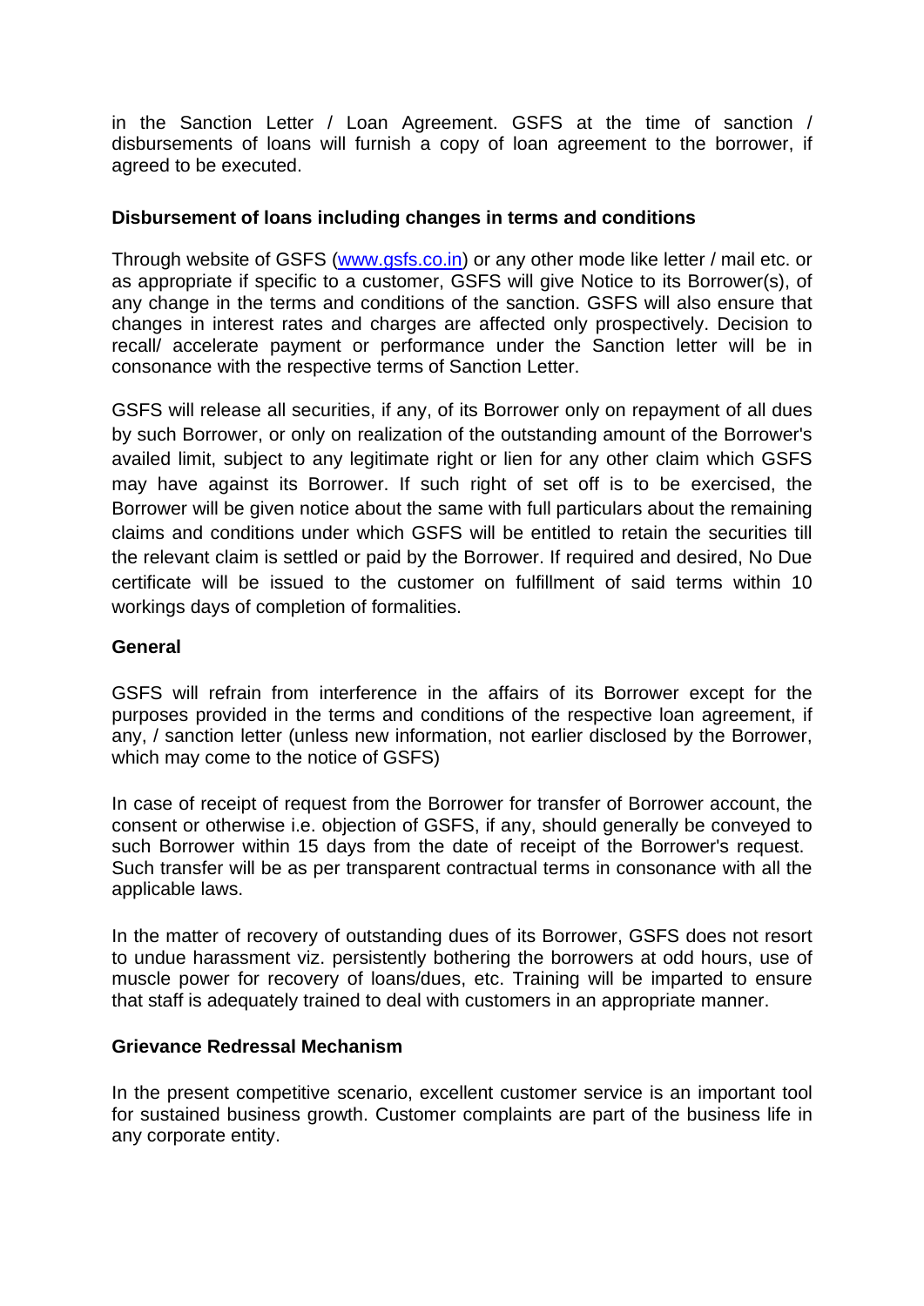in the Sanction Letter / Loan Agreement. GSFS at the time of sanction / disbursements of loans will furnish a copy of loan agreement to the borrower, if agreed to be executed.

**Disbursement of loans including changes in terms and conditions**

Through website of GSFS ([www.gsfs.co.in](http://www.gsfs.co.in)) or any other mode like letter / mail etc. or as appropriate if specific to a customer, GSFS will give Notice to its Borrower(s), of any change in the terms and conditions of the sanction. GSFS will also ensure that changes in interest rates and charges are affected only prospectively. Decision to recall/ accelerate payment or performance under the Sanction letter will be in consonance with the respective terms of Sanction Letter.

GSFS will release all securities, if any, of its Borrower only on repayment of all dues by such Borrower, or only on realization of the outstanding amount of the Borrower's availed limit, subject to any legitimate right or lien for any other claim which GSFS may have against its Borrower. If such right of set off is to be exercised, the Borrower will be given notice about the same with full particulars about the remaining claims and conditions under which GSFS will be entitled to retain the securities till the relevant claim is settled or paid by the Borrower. If required and desired, No Due certificate will be issued to the customer on fulfillment of said terms within 10 workings days of completion of formalities.

**General**

GSFS will refrain from interference in the affairs of its Borrower except for the purposes provided in the terms and conditions of the respective loan agreement, if any, / sanction letter (unless new information, not earlier disclosed by the Borrower, which may come to the notice of GSFS)

In case of receipt of request from the Borrower for transfer of Borrower account, the consent or otherwise i.e. objection of GSFS, if any, should generally be conveyed to such Borrower within 15 days from the date of receipt of the Borrower's request. Such transfer will be as per transparent contractual terms in consonance with all the applicable laws.

In the matter of recovery of outstanding dues of its Borrower, GSFS does not resort to undue harassment viz. persistently bothering the borrowers at odd hours, use of muscle power for recovery of loans/dues, etc. Training will be imparted to ensure that staff is adequately trained to deal with customers in an appropriate manner.

**Grievance Redressal Mechanism**

In the present competitive scenario, excellent customer service is an important tool for sustained business growth. Customer complaints are part of the business life in any corporate entity.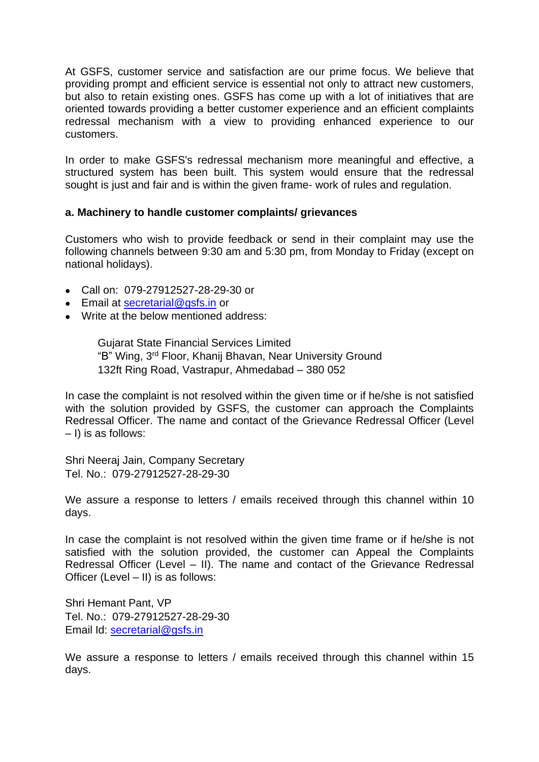At GSFS, customer service and satisfaction are our prime focus. We believe that providing prompt and efficient service is essential not only to attract new customers, but also to retain existing ones. GSFS has come up with a lot of initiatives that are oriented towards providing a better customer experience and an efficient complaints redressal mechanism with a view to providing enhanced experience to our customers.

In order to make GSFS's redressal mechanism more meaningful and effective, a structured system has been built. This system would ensure that the redressal sought is just and fair and is within the given frame- work of rules and regulation.

**a. Machinery to handle customer complaints/ grievances**

Customers who wish to provide feedback or send in their complaint may use the following channels between 9:30 am and 5:30 pm, from Monday to Friday (except on national holidays).

- Call on: 079-27912527-28-29-30 or
- Email at secretarial@gsfs.in or
- Write at the below mentioned address:

  Gujarat State Financial Services Limited
  "B" Wing, 3rd Floor, Khanij Bhavan, Near University Ground
  132ft Ring Road, Vastrapur, Ahmedabad – 380 052

In case the complaint is not resolved within the given time or if he/she is not satisfied with the solution provided by GSFS, the customer can approach the Complaints Redressal Officer. The name and contact of the Grievance Redressal Officer (Level – I) is as follows:

Shri Neeraj Jain, Company Secretary
Tel. No.: 079-27912527-28-29-30

We assure a response to letters / emails received through this channel within 10 days.

In case the complaint is not resolved within the given time frame or if he/she is not satisfied with the solution provided, the customer can Appeal the Complaints Redressal Officer (Level – II). The name and contact of the Grievance Redressal Officer (Level – II) is as follows:

Shri Hemant Pant, VP
Tel. No.: 079-27912527-28-29-30
Email Id: secretarial@gsfs.in

We assure a response to letters / emails received through this channel within 15 days.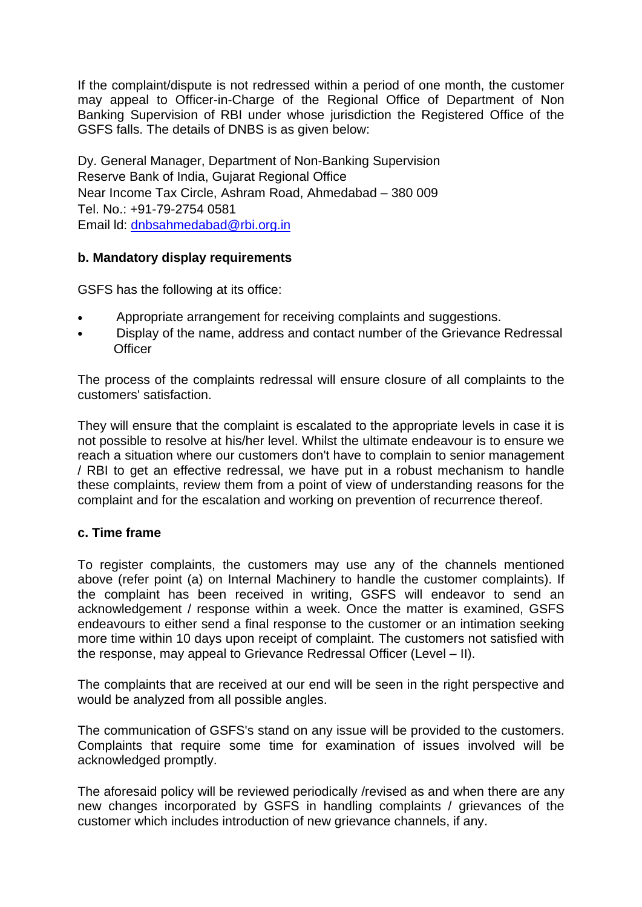If the complaint/dispute is not redressed within a period of one month, the customer may appeal to Officer-in-Charge of the Regional Office of Department of Non Banking Supervision of RBI under whose jurisdiction the Registered Office of the GSFS falls. The details of DNBS is as given below:

Dy. General Manager, Department of Non-Banking Supervision
Reserve Bank of India, Gujarat Regional Office
Near Income Tax Circle, Ashram Road, Ahmedabad – 380 009
Tel. No.: +91-79-2754 0581
Email ld: dnbsahmedabad@rbi.org.in

**b. Mandatory display requirements**

GSFS has the following at its office:

- Appropriate arrangement for receiving complaints and suggestions.
- Display of the name, address and contact number of the Grievance Redressal Officer

The process of the complaints redressal will ensure closure of all complaints to the customers' satisfaction.

They will ensure that the complaint is escalated to the appropriate levels in case it is not possible to resolve at his/her level. Whilst the ultimate endeavour is to ensure we reach a situation where our customers don't have to complain to senior management / RBI to get an effective redressal, we have put in a robust mechanism to handle these complaints, review them from a point of view of understanding reasons for the complaint and for the escalation and working on prevention of recurrence thereof.

**c. Time frame**

To register complaints, the customers may use any of the channels mentioned above (refer point (a) on Internal Machinery to handle the customer complaints). If the complaint has been received in writing, GSFS will endeavor to send an acknowledgement / response within a week. Once the matter is examined, GSFS endeavours to either send a final response to the customer or an intimation seeking more time within 10 days upon receipt of complaint. The customers not satisfied with the response, may appeal to Grievance Redressal Officer (Level – II).

The complaints that are received at our end will be seen in the right perspective and would be analyzed from all possible angles.

The communication of GSFS's stand on any issue will be provided to the customers. Complaints that require some time for examination of issues involved will be acknowledged promptly.

The aforesaid policy will be reviewed periodically /revised as and when there are any new changes incorporated by GSFS in handling complaints / grievances of the customer which includes introduction of new grievance channels, if any.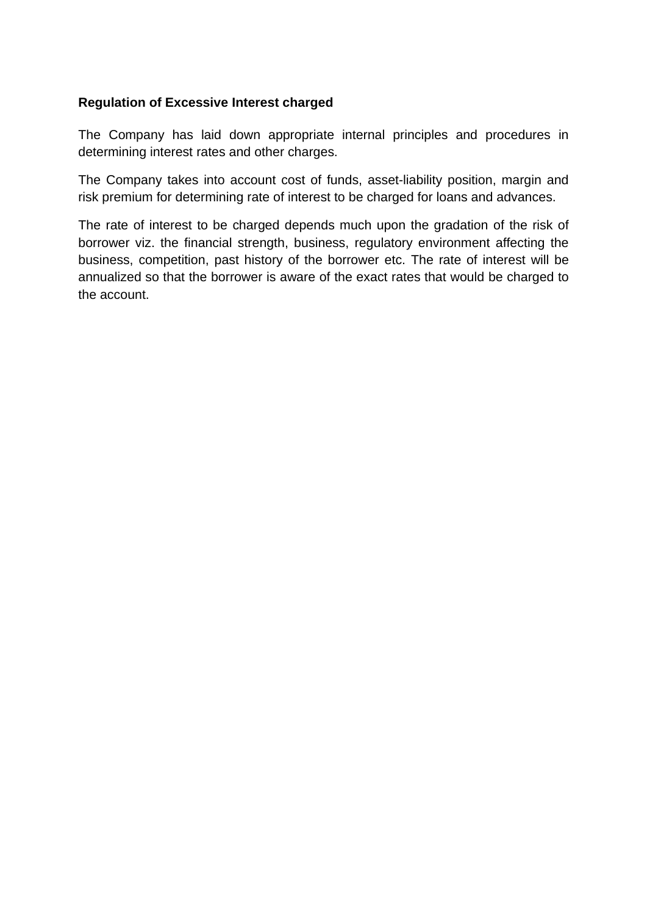**Regulation of Excessive Interest charged**

The Company has laid down appropriate internal principles and procedures in determining interest rates and other charges.

The Company takes into account cost of funds, asset-liability position, margin and risk premium for determining rate of interest to be charged for loans and advances.

The rate of interest to be charged depends much upon the gradation of the risk of borrower viz. the financial strength, business, regulatory environment affecting the business, competition, past history of the borrower etc. The rate of interest will be annualized so that the borrower is aware of the exact rates that would be charged to the account.